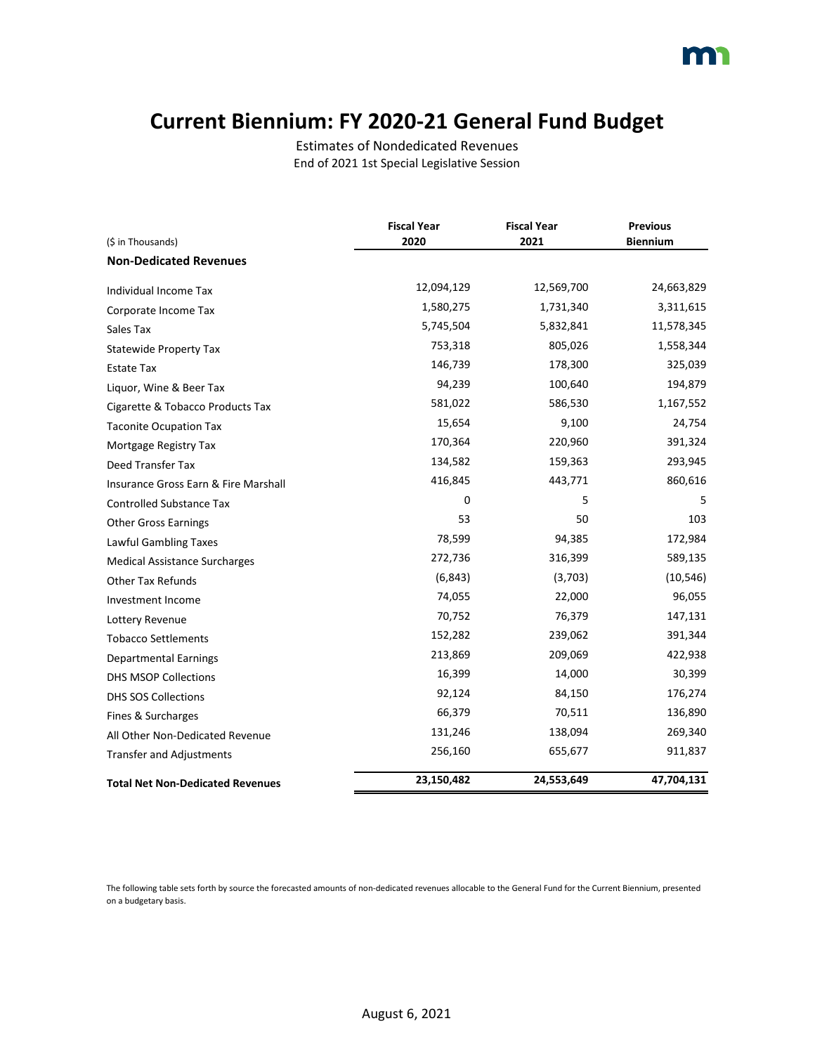# Current Biennium: FY 2020-21 General Fund Budget

Estimates of Nondedicated Revenues
End of 2021 1st Special Legislative Session

| ($ in Thousands) | Fiscal Year 2020 | Fiscal Year 2021 | Previous Biennium |
|---|---|---|---|
| **Non-Dedicated Revenues** | | | |
| Individual Income Tax | 12,094,129 | 12,569,700 | 24,663,829 |
| Corporate Income Tax | 1,580,275 | 1,731,340 | 3,311,615 |
| Sales Tax | 5,745,504 | 5,832,841 | 11,578,345 |
| Statewide Property Tax | 753,318 | 805,026 | 1,558,344 |
| Estate Tax | 146,739 | 178,300 | 325,039 |
| Liquor, Wine & Beer Tax | 94,239 | 100,640 | 194,879 |
| Cigarette & Tobacco Products Tax | 581,022 | 586,530 | 1,167,552 |
| Taconite Ocupation Tax | 15,654 | 9,100 | 24,754 |
| Mortgage Registry Tax | 170,364 | 220,960 | 391,324 |
| Deed Transfer Tax | 134,582 | 159,363 | 293,945 |
| Insurance Gross Earn & Fire Marshall | 416,845 | 443,771 | 860,616 |
| Controlled Substance Tax | 0 | 5 | 5 |
| Other Gross Earnings | 53 | 50 | 103 |
| Lawful Gambling Taxes | 78,599 | 94,385 | 172,984 |
| Medical Assistance Surcharges | 272,736 | 316,399 | 589,135 |
| Other Tax Refunds | (6,843) | (3,703) | (10,546) |
| Investment Income | 74,055 | 22,000 | 96,055 |
| Lottery Revenue | 70,752 | 76,379 | 147,131 |
| Tobacco Settlements | 152,282 | 239,062 | 391,344 |
| Departmental Earnings | 213,869 | 209,069 | 422,938 |
| DHS MSOP Collections | 16,399 | 14,000 | 30,399 |
| DHS SOS Collections | 92,124 | 84,150 | 176,274 |
| Fines & Surcharges | 66,379 | 70,511 | 136,890 |
| All Other Non-Dedicated Revenue | 131,246 | 138,094 | 269,340 |
| Transfer and Adjustments | 256,160 | 655,677 | 911,837 |
| **Total Net Non-Dedicated Revenues** | **23,150,482** | **24,553,649** | **47,704,131** |

The following table sets forth by source the forecasted amounts of non-dedicated revenues allocable to the General Fund for the Current Biennium, presented on a budgetary basis.

August 6, 2021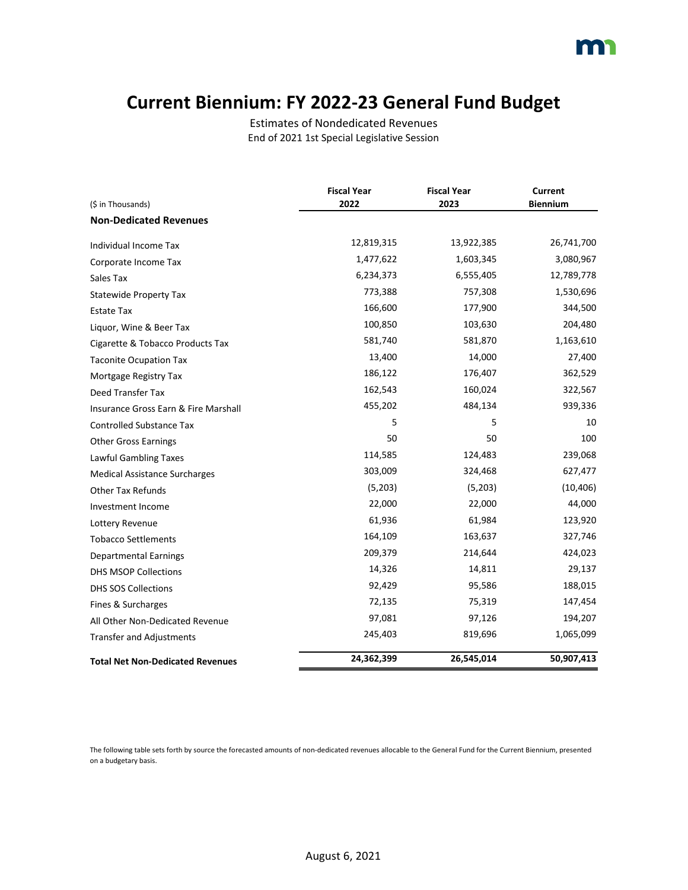# Current Biennium: FY 2022-23 General Fund Budget

Estimates of Nondedicated Revenues
End of 2021 1st Special Legislative Session

| ($ in Thousands) | Fiscal Year 2022 | Fiscal Year 2023 | Current Biennium |
|---|---|---|---|
| **Non-Dedicated Revenues** | | | |
| Individual Income Tax | 12,819,315 | 13,922,385 | 26,741,700 |
| Corporate Income Tax | 1,477,622 | 1,603,345 | 3,080,967 |
| Sales Tax | 6,234,373 | 6,555,405 | 12,789,778 |
| Statewide Property Tax | 773,388 | 757,308 | 1,530,696 |
| Estate Tax | 166,600 | 177,900 | 344,500 |
| Liquor, Wine & Beer Tax | 100,850 | 103,630 | 204,480 |
| Cigarette & Tobacco Products Tax | 581,740 | 581,870 | 1,163,610 |
| Taconite Ocupation Tax | 13,400 | 14,000 | 27,400 |
| Mortgage Registry Tax | 186,122 | 176,407 | 362,529 |
| Deed Transfer Tax | 162,543 | 160,024 | 322,567 |
| Insurance Gross Earn & Fire Marshall | 455,202 | 484,134 | 939,336 |
| Controlled Substance Tax | 5 | 5 | 10 |
| Other Gross Earnings | 50 | 50 | 100 |
| Lawful Gambling Taxes | 114,585 | 124,483 | 239,068 |
| Medical Assistance Surcharges | 303,009 | 324,468 | 627,477 |
| Other Tax Refunds | (5,203) | (5,203) | (10,406) |
| Investment Income | 22,000 | 22,000 | 44,000 |
| Lottery Revenue | 61,936 | 61,984 | 123,920 |
| Tobacco Settlements | 164,109 | 163,637 | 327,746 |
| Departmental Earnings | 209,379 | 214,644 | 424,023 |
| DHS MSOP Collections | 14,326 | 14,811 | 29,137 |
| DHS SOS Collections | 92,429 | 95,586 | 188,015 |
| Fines & Surcharges | 72,135 | 75,319 | 147,454 |
| All Other Non-Dedicated Revenue | 97,081 | 97,126 | 194,207 |
| Transfer and Adjustments | 245,403 | 819,696 | 1,065,099 |
| **Total Net Non-Dedicated Revenues** | **24,362,399** | **26,545,014** | **50,907,413** |

The following table sets forth by source the forecasted amounts of non-dedicated revenues allocable to the General Fund for the Current Biennium, presented on a budgetary basis.

August 6, 2021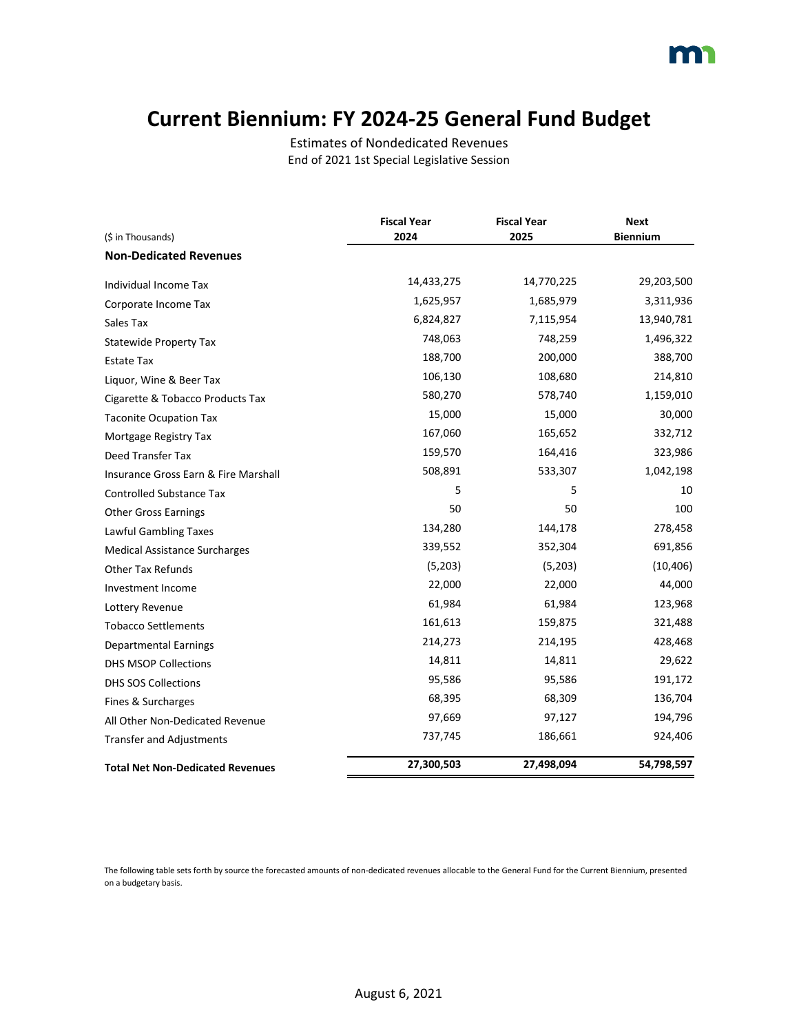# Current Biennium: FY 2024-25 General Fund Budget

Estimates of Nondedicated Revenues
End of 2021 1st Special Legislative Session

| ($ in Thousands) | Fiscal Year 2024 | Fiscal Year 2025 | Next Biennium |
|---|---|---|---|
| **Non-Dedicated Revenues** | | | |
| Individual Income Tax | 14,433,275 | 14,770,225 | 29,203,500 |
| Corporate Income Tax | 1,625,957 | 1,685,979 | 3,311,936 |
| Sales Tax | 6,824,827 | 7,115,954 | 13,940,781 |
| Statewide Property Tax | 748,063 | 748,259 | 1,496,322 |
| Estate Tax | 188,700 | 200,000 | 388,700 |
| Liquor, Wine & Beer Tax | 106,130 | 108,680 | 214,810 |
| Cigarette & Tobacco Products Tax | 580,270 | 578,740 | 1,159,010 |
| Taconite Ocupation Tax | 15,000 | 15,000 | 30,000 |
| Mortgage Registry Tax | 167,060 | 165,652 | 332,712 |
| Deed Transfer Tax | 159,570 | 164,416 | 323,986 |
| Insurance Gross Earn & Fire Marshall | 508,891 | 533,307 | 1,042,198 |
| Controlled Substance Tax | 5 | 5 | 10 |
| Other Gross Earnings | 50 | 50 | 100 |
| Lawful Gambling Taxes | 134,280 | 144,178 | 278,458 |
| Medical Assistance Surcharges | 339,552 | 352,304 | 691,856 |
| Other Tax Refunds | (5,203) | (5,203) | (10,406) |
| Investment Income | 22,000 | 22,000 | 44,000 |
| Lottery Revenue | 61,984 | 61,984 | 123,968 |
| Tobacco Settlements | 161,613 | 159,875 | 321,488 |
| Departmental Earnings | 214,273 | 214,195 | 428,468 |
| DHS MSOP Collections | 14,811 | 14,811 | 29,622 |
| DHS SOS Collections | 95,586 | 95,586 | 191,172 |
| Fines & Surcharges | 68,395 | 68,309 | 136,704 |
| All Other Non-Dedicated Revenue | 97,669 | 97,127 | 194,796 |
| Transfer and Adjustments | 737,745 | 186,661 | 924,406 |
| **Total Net Non-Dedicated Revenues** | **27,300,503** | **27,498,094** | **54,798,597** |

The following table sets forth by source the forecasted amounts of non-dedicated revenues allocable to the General Fund for the Current Biennium, presented on a budgetary basis.

August 6, 2021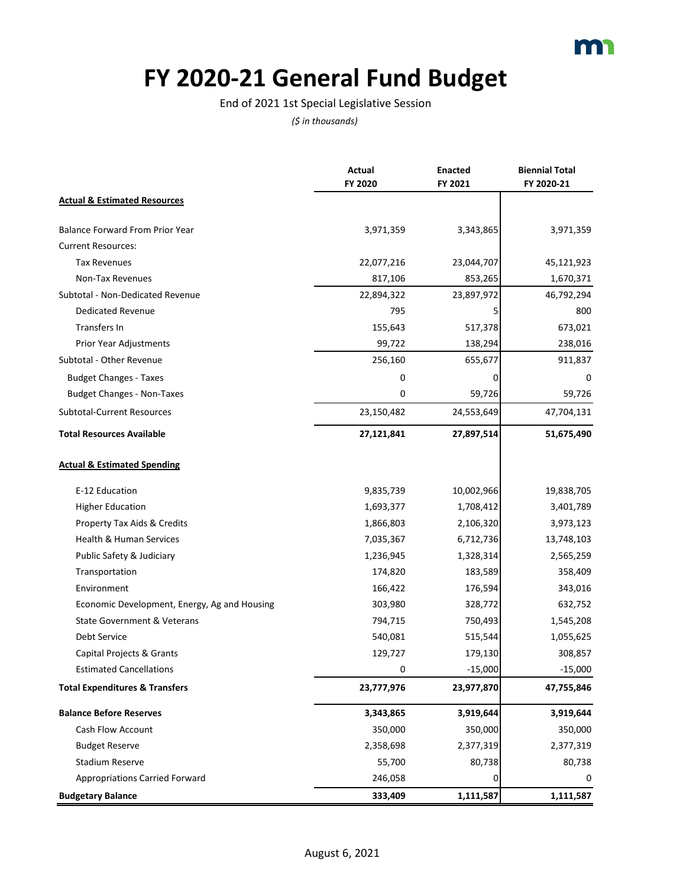# FY 2020-21 General Fund Budget

End of 2021 1st Special Legislative Session

*($ in thousands)*

| | Actual FY 2020 | Enacted FY 2021 | Biennial Total FY 2020-21 |
|---|---|---|---|
| **Actual & Estimated Resources** | | | |
| Balance Forward From Prior Year | 3,971,359 | 3,343,865 | 3,971,359 |
| Current Resources: | | | |
| Tax Revenues | 22,077,216 | 23,044,707 | 45,121,923 |
| Non-Tax Revenues | 817,106 | 853,265 | 1,670,371 |
| Subtotal - Non-Dedicated Revenue | 22,894,322 | 23,897,972 | 46,792,294 |
| Dedicated Revenue | 795 | 5 | 800 |
| Transfers In | 155,643 | 517,378 | 673,021 |
| Prior Year Adjustments | 99,722 | 138,294 | 238,016 |
| Subtotal - Other Revenue | 256,160 | 655,677 | 911,837 |
| Budget Changes - Taxes | 0 | 0 | 0 |
| Budget Changes - Non-Taxes | 0 | 59,726 | 59,726 |
| Subtotal-Current Resources | 23,150,482 | 24,553,649 | 47,704,131 |
| **Total Resources Available** | **27,121,841** | **27,897,514** | **51,675,490** |
| **Actual & Estimated Spending** | | | |
| E-12 Education | 9,835,739 | 10,002,966 | 19,838,705 |
| Higher Education | 1,693,377 | 1,708,412 | 3,401,789 |
| Property Tax Aids & Credits | 1,866,803 | 2,106,320 | 3,973,123 |
| Health & Human Services | 7,035,367 | 6,712,736 | 13,748,103 |
| Public Safety & Judiciary | 1,236,945 | 1,328,314 | 2,565,259 |
| Transportation | 174,820 | 183,589 | 358,409 |
| Environment | 166,422 | 176,594 | 343,016 |
| Economic Development, Energy, Ag and Housing | 303,980 | 328,772 | 632,752 |
| State Government & Veterans | 794,715 | 750,493 | 1,545,208 |
| Debt Service | 540,081 | 515,544 | 1,055,625 |
| Capital Projects & Grants | 129,727 | 179,130 | 308,857 |
| Estimated Cancellations | 0 | -15,000 | -15,000 |
| **Total Expenditures & Transfers** | **23,777,976** | **23,977,870** | **47,755,846** |
| **Balance Before Reserves** | **3,343,865** | **3,919,644** | **3,919,644** |
| Cash Flow Account | 350,000 | 350,000 | 350,000 |
| Budget Reserve | 2,358,698 | 2,377,319 | 2,377,319 |
| Stadium Reserve | 55,700 | 80,738 | 80,738 |
| Appropriations Carried Forward | 246,058 | 0 | 0 |
| **Budgetary Balance** | **333,409** | **1,111,587** | **1,111,587** |

August 6, 2021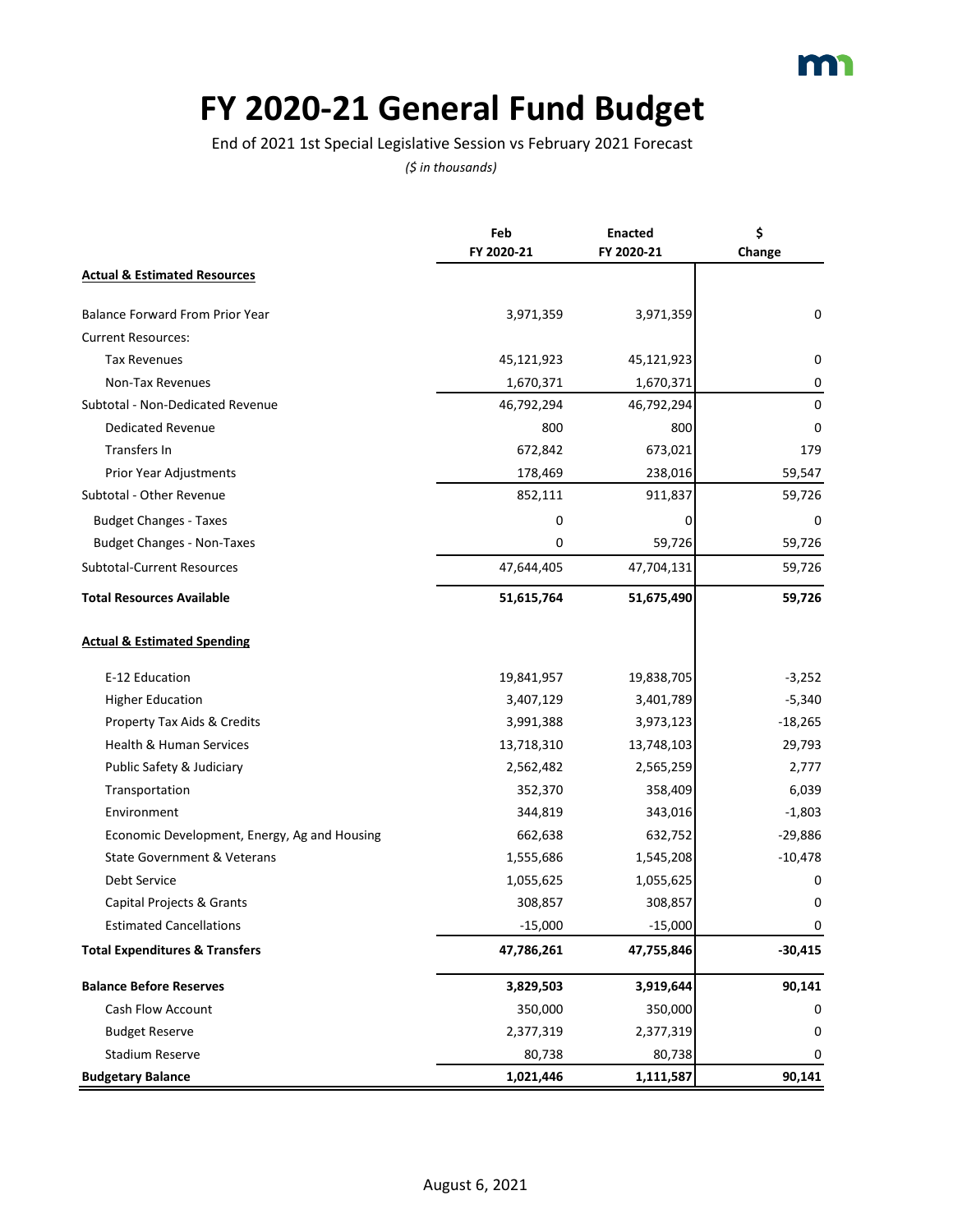# FY 2020-21 General Fund Budget

End of 2021 1st Special Legislative Session vs February 2021 Forecast

*($ in thousands)*

| | Feb FY 2020-21 | Enacted FY 2020-21 | $ Change |
|---|---|---|---|
| **Actual & Estimated Resources** | | | |
| Balance Forward From Prior Year | 3,971,359 | 3,971,359 | 0 |
| Current Resources: | | | |
| Tax Revenues | 45,121,923 | 45,121,923 | 0 |
| Non-Tax Revenues | 1,670,371 | 1,670,371 | 0 |
| Subtotal - Non-Dedicated Revenue | 46,792,294 | 46,792,294 | 0 |
| Dedicated Revenue | 800 | 800 | 0 |
| Transfers In | 672,842 | 673,021 | 179 |
| Prior Year Adjustments | 178,469 | 238,016 | 59,547 |
| Subtotal - Other Revenue | 852,111 | 911,837 | 59,726 |
| Budget Changes - Taxes | 0 | 0 | 0 |
| Budget Changes - Non-Taxes | 0 | 59,726 | 59,726 |
| Subtotal-Current Resources | 47,644,405 | 47,704,131 | 59,726 |
| **Total Resources Available** | **51,615,764** | **51,675,490** | **59,726** |
| **Actual & Estimated Spending** | | | |
| E-12 Education | 19,841,957 | 19,838,705 | -3,252 |
| Higher Education | 3,407,129 | 3,401,789 | -5,340 |
| Property Tax Aids & Credits | 3,991,388 | 3,973,123 | -18,265 |
| Health & Human Services | 13,718,310 | 13,748,103 | 29,793 |
| Public Safety & Judiciary | 2,562,482 | 2,565,259 | 2,777 |
| Transportation | 352,370 | 358,409 | 6,039 |
| Environment | 344,819 | 343,016 | -1,803 |
| Economic Development, Energy, Ag and Housing | 662,638 | 632,752 | -29,886 |
| State Government & Veterans | 1,555,686 | 1,545,208 | -10,478 |
| Debt Service | 1,055,625 | 1,055,625 | 0 |
| Capital Projects & Grants | 308,857 | 308,857 | 0 |
| Estimated Cancellations | -15,000 | -15,000 | 0 |
| **Total Expenditures & Transfers** | **47,786,261** | **47,755,846** | **-30,415** |
| **Balance Before Reserves** | **3,829,503** | **3,919,644** | **90,141** |
| Cash Flow Account | 350,000 | 350,000 | 0 |
| Budget Reserve | 2,377,319 | 2,377,319 | 0 |
| Stadium Reserve | 80,738 | 80,738 | 0 |
| **Budgetary Balance** | **1,021,446** | **1,111,587** | **90,141** |

August 6, 2021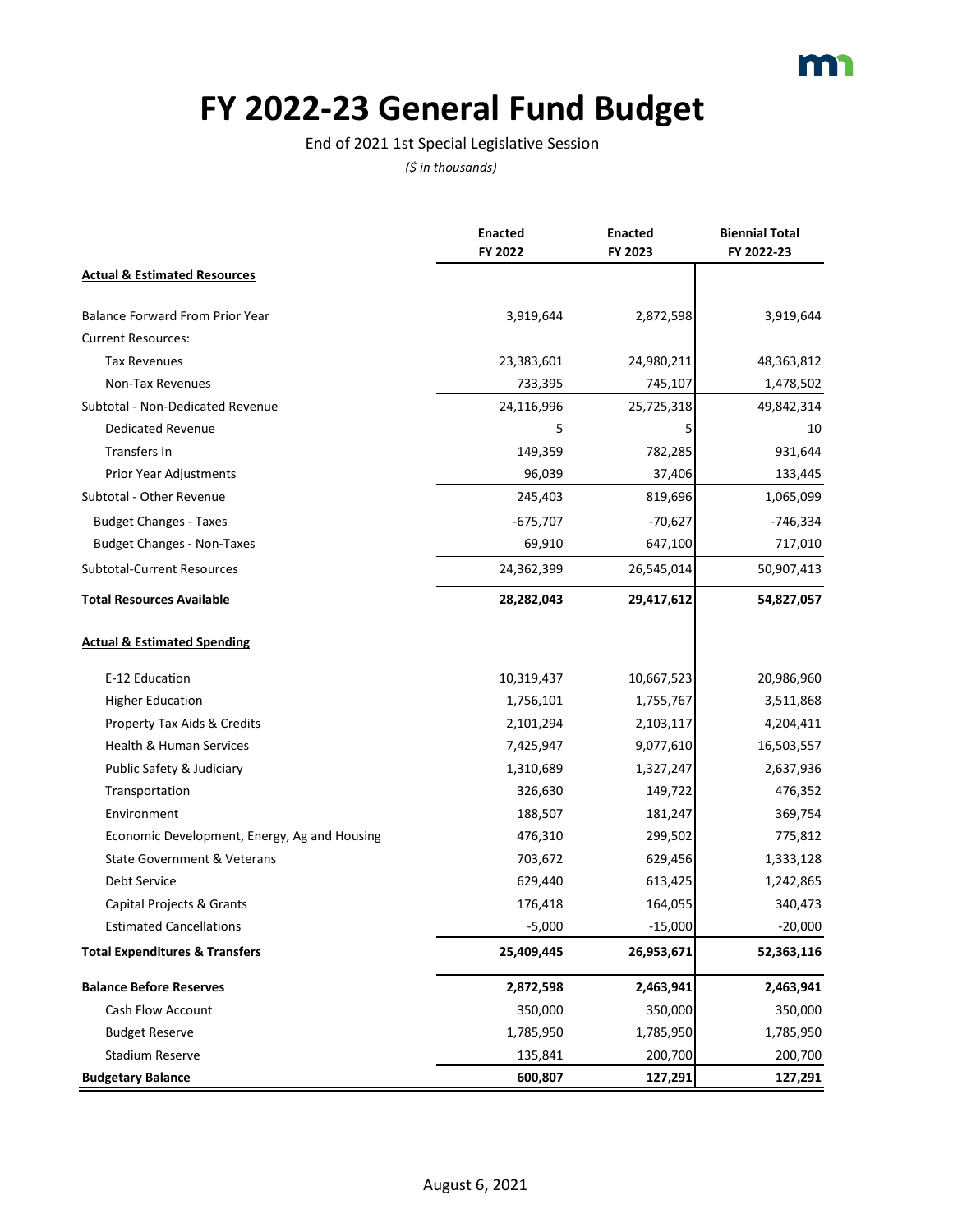# FY 2022-23 General Fund Budget

End of 2021 1st Special Legislative Session

*($ in thousands)*

| | Enacted FY 2022 | Enacted FY 2023 | Biennial Total FY 2022-23 |
|---|---|---|---|
| **Actual & Estimated Resources** | | | |
| Balance Forward From Prior Year | 3,919,644 | 2,872,598 | 3,919,644 |
| Current Resources: | | | |
| Tax Revenues | 23,383,601 | 24,980,211 | 48,363,812 |
| Non-Tax Revenues | 733,395 | 745,107 | 1,478,502 |
| Subtotal - Non-Dedicated Revenue | 24,116,996 | 25,725,318 | 49,842,314 |
| Dedicated Revenue | 5 | 5 | 10 |
| Transfers In | 149,359 | 782,285 | 931,644 |
| Prior Year Adjustments | 96,039 | 37,406 | 133,445 |
| Subtotal - Other Revenue | 245,403 | 819,696 | 1,065,099 |
| Budget Changes - Taxes | -675,707 | -70,627 | -746,334 |
| Budget Changes - Non-Taxes | 69,910 | 647,100 | 717,010 |
| Subtotal-Current Resources | 24,362,399 | 26,545,014 | 50,907,413 |
| **Total Resources Available** | **28,282,043** | **29,417,612** | **54,827,057** |
| **Actual & Estimated Spending** | | | |
| E-12 Education | 10,319,437 | 10,667,523 | 20,986,960 |
| Higher Education | 1,756,101 | 1,755,767 | 3,511,868 |
| Property Tax Aids & Credits | 2,101,294 | 2,103,117 | 4,204,411 |
| Health & Human Services | 7,425,947 | 9,077,610 | 16,503,557 |
| Public Safety & Judiciary | 1,310,689 | 1,327,247 | 2,637,936 |
| Transportation | 326,630 | 149,722 | 476,352 |
| Environment | 188,507 | 181,247 | 369,754 |
| Economic Development, Energy, Ag and Housing | 476,310 | 299,502 | 775,812 |
| State Government & Veterans | 703,672 | 629,456 | 1,333,128 |
| Debt Service | 629,440 | 613,425 | 1,242,865 |
| Capital Projects & Grants | 176,418 | 164,055 | 340,473 |
| Estimated Cancellations | -5,000 | -15,000 | -20,000 |
| **Total Expenditures & Transfers** | **25,409,445** | **26,953,671** | **52,363,116** |
| **Balance Before Reserves** | **2,872,598** | **2,463,941** | **2,463,941** |
| Cash Flow Account | 350,000 | 350,000 | 350,000 |
| Budget Reserve | 1,785,950 | 1,785,950 | 1,785,950 |
| Stadium Reserve | 135,841 | 200,700 | 200,700 |
| **Budgetary Balance** | **600,807** | **127,291** | **127,291** |

August 6, 2021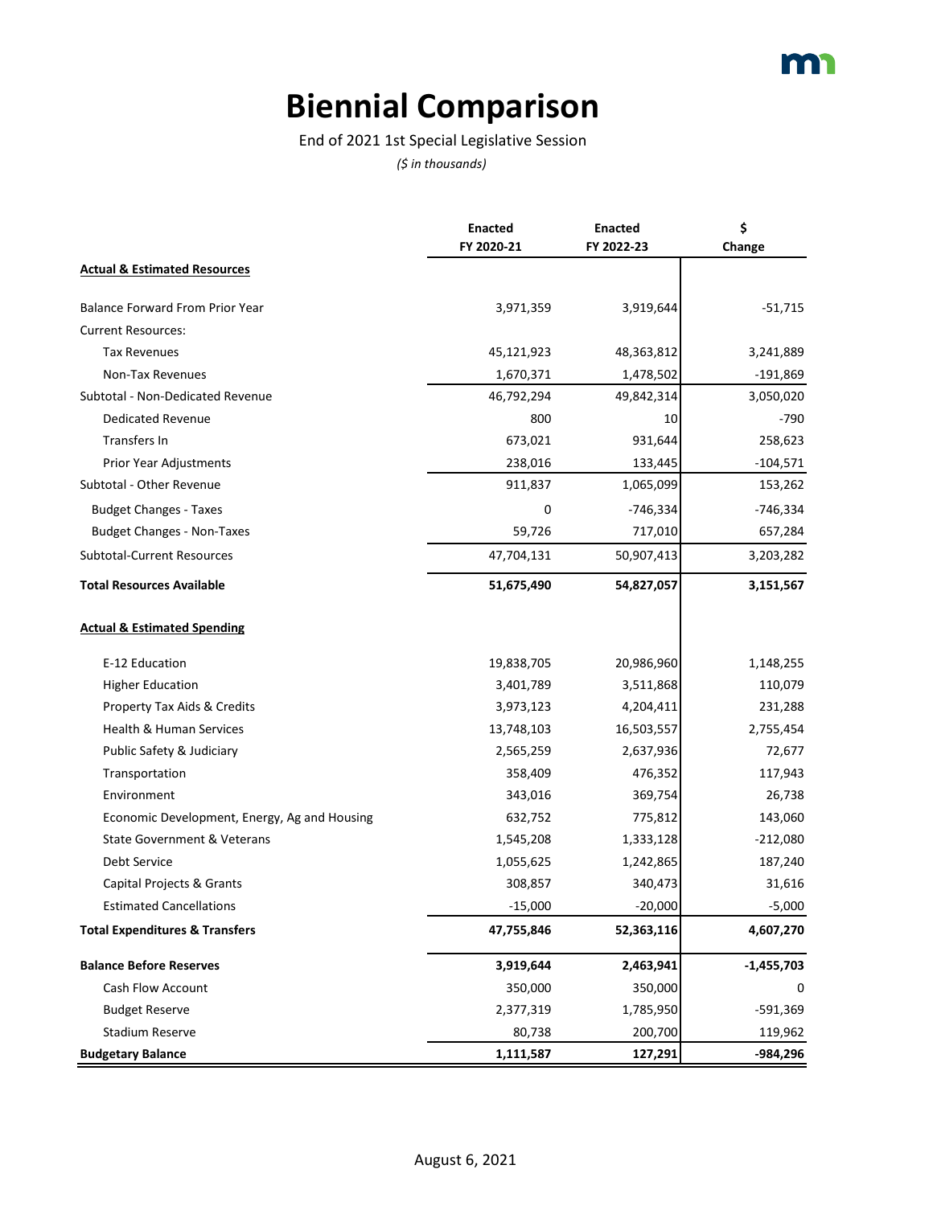# Biennial Comparison

End of 2021 1st Special Legislative Session

*($ in thousands)*

| | Enacted FY 2020-21 | Enacted FY 2022-23 | $ Change |
|---|---|---|---|
| **Actual & Estimated Resources** | | | |
| Balance Forward From Prior Year | 3,971,359 | 3,919,644 | -51,715 |
| Current Resources: | | | |
| Tax Revenues | 45,121,923 | 48,363,812 | 3,241,889 |
| Non-Tax Revenues | 1,670,371 | 1,478,502 | -191,869 |
| Subtotal - Non-Dedicated Revenue | 46,792,294 | 49,842,314 | 3,050,020 |
| Dedicated Revenue | 800 | 10 | -790 |
| Transfers In | 673,021 | 931,644 | 258,623 |
| Prior Year Adjustments | 238,016 | 133,445 | -104,571 |
| Subtotal - Other Revenue | 911,837 | 1,065,099 | 153,262 |
| Budget Changes - Taxes | 0 | -746,334 | -746,334 |
| Budget Changes - Non-Taxes | 59,726 | 717,010 | 657,284 |
| Subtotal-Current Resources | 47,704,131 | 50,907,413 | 3,203,282 |
| **Total Resources Available** | **51,675,490** | **54,827,057** | **3,151,567** |
| **Actual & Estimated Spending** | | | |
| E-12 Education | 19,838,705 | 20,986,960 | 1,148,255 |
| Higher Education | 3,401,789 | 3,511,868 | 110,079 |
| Property Tax Aids & Credits | 3,973,123 | 4,204,411 | 231,288 |
| Health & Human Services | 13,748,103 | 16,503,557 | 2,755,454 |
| Public Safety & Judiciary | 2,565,259 | 2,637,936 | 72,677 |
| Transportation | 358,409 | 476,352 | 117,943 |
| Environment | 343,016 | 369,754 | 26,738 |
| Economic Development, Energy, Ag and Housing | 632,752 | 775,812 | 143,060 |
| State Government & Veterans | 1,545,208 | 1,333,128 | -212,080 |
| Debt Service | 1,055,625 | 1,242,865 | 187,240 |
| Capital Projects & Grants | 308,857 | 340,473 | 31,616 |
| Estimated Cancellations | -15,000 | -20,000 | -5,000 |
| **Total Expenditures & Transfers** | **47,755,846** | **52,363,116** | **4,607,270** |
| **Balance Before Reserves** | **3,919,644** | **2,463,941** | **-1,455,703** |
| Cash Flow Account | 350,000 | 350,000 | 0 |
| Budget Reserve | 2,377,319 | 1,785,950 | -591,369 |
| Stadium Reserve | 80,738 | 200,700 | 119,962 |
| **Budgetary Balance** | **1,111,587** | **127,291** | **-984,296** |

August 6, 2021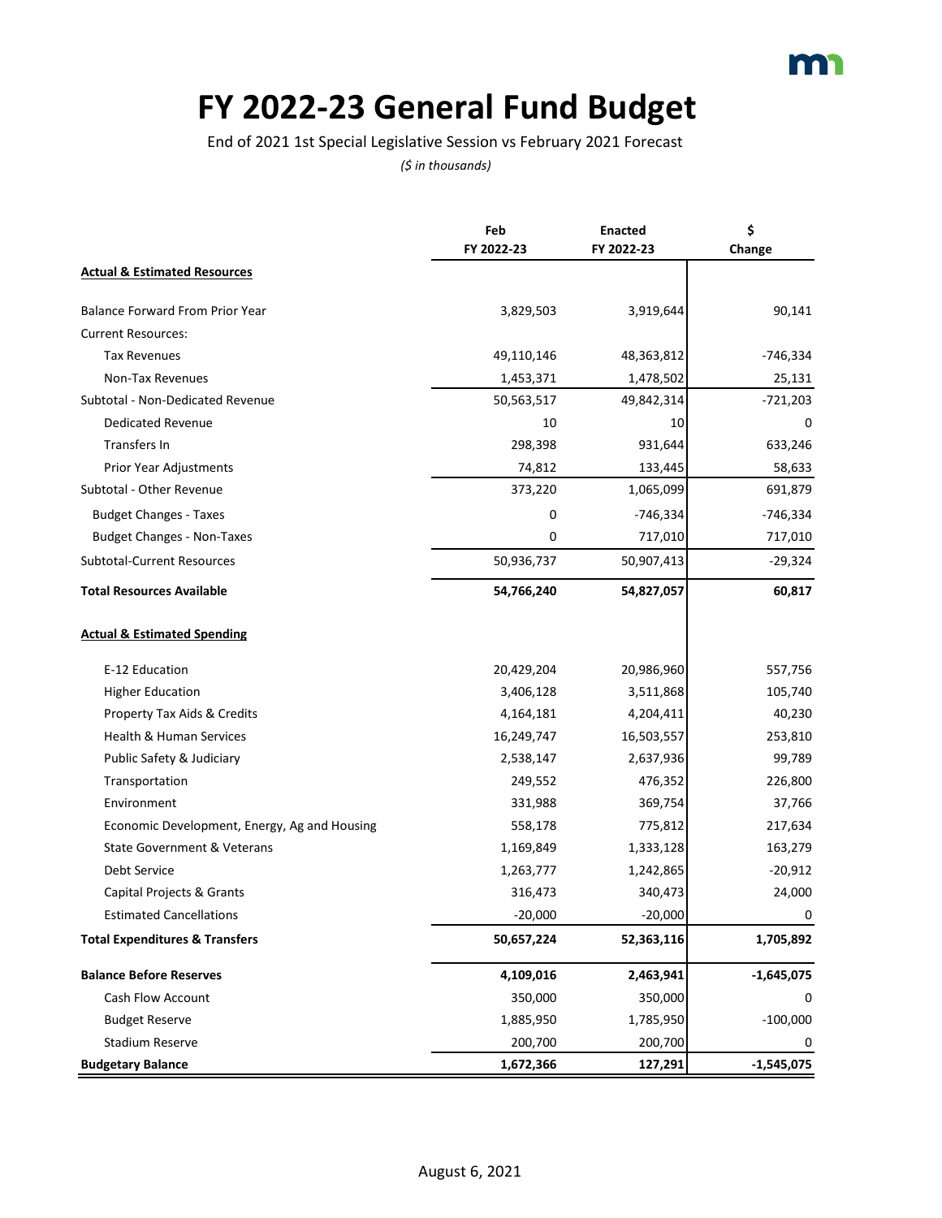# FY 2022-23 General Fund Budget

End of 2021 1st Special Legislative Session vs February 2021 Forecast

*($ in thousands)*

| | Feb FY 2022-23 | Enacted FY 2022-23 | $ Change |
|---|---|---|---|
| **Actual & Estimated Resources** | | | |
| Balance Forward From Prior Year | 3,829,503 | 3,919,644 | 90,141 |
| Current Resources: | | | |
| Tax Revenues | 49,110,146 | 48,363,812 | -746,334 |
| Non-Tax Revenues | 1,453,371 | 1,478,502 | 25,131 |
| Subtotal - Non-Dedicated Revenue | 50,563,517 | 49,842,314 | -721,203 |
| Dedicated Revenue | 10 | 10 | 0 |
| Transfers In | 298,398 | 931,644 | 633,246 |
| Prior Year Adjustments | 74,812 | 133,445 | 58,633 |
| Subtotal - Other Revenue | 373,220 | 1,065,099 | 691,879 |
| Budget Changes - Taxes | 0 | -746,334 | -746,334 |
| Budget Changes - Non-Taxes | 0 | 717,010 | 717,010 |
| Subtotal-Current Resources | 50,936,737 | 50,907,413 | -29,324 |
| **Total Resources Available** | **54,766,240** | **54,827,057** | **60,817** |
| **Actual & Estimated Spending** | | | |
| E-12 Education | 20,429,204 | 20,986,960 | 557,756 |
| Higher Education | 3,406,128 | 3,511,868 | 105,740 |
| Property Tax Aids & Credits | 4,164,181 | 4,204,411 | 40,230 |
| Health & Human Services | 16,249,747 | 16,503,557 | 253,810 |
| Public Safety & Judiciary | 2,538,147 | 2,637,936 | 99,789 |
| Transportation | 249,552 | 476,352 | 226,800 |
| Environment | 331,988 | 369,754 | 37,766 |
| Economic Development, Energy, Ag and Housing | 558,178 | 775,812 | 217,634 |
| State Government & Veterans | 1,169,849 | 1,333,128 | 163,279 |
| Debt Service | 1,263,777 | 1,242,865 | -20,912 |
| Capital Projects & Grants | 316,473 | 340,473 | 24,000 |
| Estimated Cancellations | -20,000 | -20,000 | 0 |
| **Total Expenditures & Transfers** | **50,657,224** | **52,363,116** | **1,705,892** |
| **Balance Before Reserves** | **4,109,016** | **2,463,941** | **-1,645,075** |
| Cash Flow Account | 350,000 | 350,000 | 0 |
| Budget Reserve | 1,885,950 | 1,785,950 | -100,000 |
| Stadium Reserve | 200,700 | 200,700 | 0 |
| **Budgetary Balance** | **1,672,366** | **127,291** | **-1,545,075** |

August 6, 2021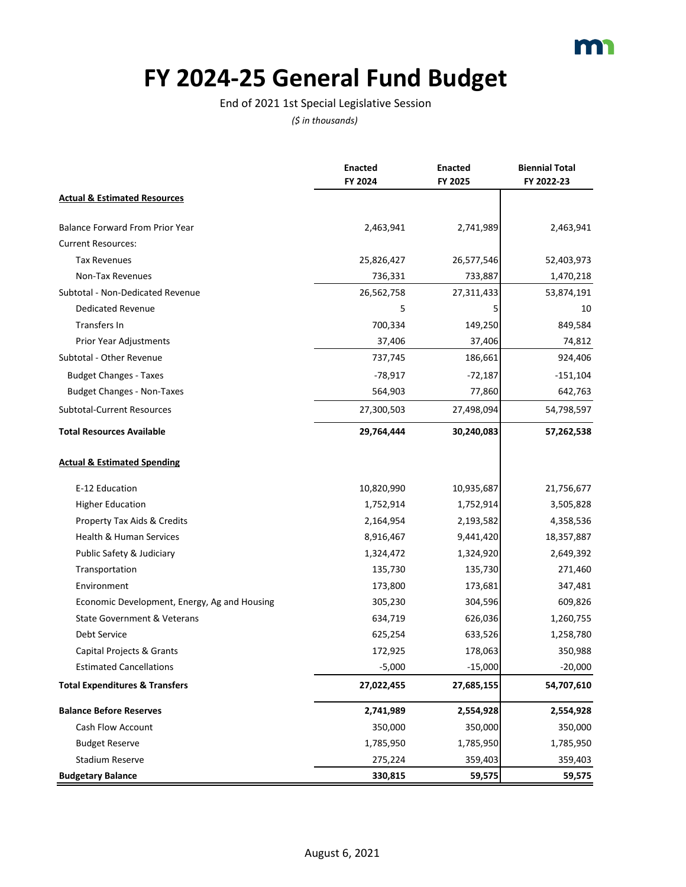# FY 2024-25 General Fund Budget

End of 2021 1st Special Legislative Session

*($ in thousands)*

| | Enacted FY 2024 | Enacted FY 2025 | Biennial Total FY 2022-23 |
|---|---|---|---|
| **Actual & Estimated Resources** | | | |
| Balance Forward From Prior Year | 2,463,941 | 2,741,989 | 2,463,941 |
| Current Resources: | | | |
| Tax Revenues | 25,826,427 | 26,577,546 | 52,403,973 |
| Non-Tax Revenues | 736,331 | 733,887 | 1,470,218 |
| Subtotal - Non-Dedicated Revenue | 26,562,758 | 27,311,433 | 53,874,191 |
| Dedicated Revenue | 5 | 5 | 10 |
| Transfers In | 700,334 | 149,250 | 849,584 |
| Prior Year Adjustments | 37,406 | 37,406 | 74,812 |
| Subtotal - Other Revenue | 737,745 | 186,661 | 924,406 |
| Budget Changes - Taxes | -78,917 | -72,187 | -151,104 |
| Budget Changes - Non-Taxes | 564,903 | 77,860 | 642,763 |
| Subtotal-Current Resources | 27,300,503 | 27,498,094 | 54,798,597 |
| **Total Resources Available** | **29,764,444** | **30,240,083** | **57,262,538** |
| **Actual & Estimated Spending** | | | |
| E-12 Education | 10,820,990 | 10,935,687 | 21,756,677 |
| Higher Education | 1,752,914 | 1,752,914 | 3,505,828 |
| Property Tax Aids & Credits | 2,164,954 | 2,193,582 | 4,358,536 |
| Health & Human Services | 8,916,467 | 9,441,420 | 18,357,887 |
| Public Safety & Judiciary | 1,324,472 | 1,324,920 | 2,649,392 |
| Transportation | 135,730 | 135,730 | 271,460 |
| Environment | 173,800 | 173,681 | 347,481 |
| Economic Development, Energy, Ag and Housing | 305,230 | 304,596 | 609,826 |
| State Government & Veterans | 634,719 | 626,036 | 1,260,755 |
| Debt Service | 625,254 | 633,526 | 1,258,780 |
| Capital Projects & Grants | 172,925 | 178,063 | 350,988 |
| Estimated Cancellations | -5,000 | -15,000 | -20,000 |
| **Total Expenditures & Transfers** | **27,022,455** | **27,685,155** | **54,707,610** |
| **Balance Before Reserves** | **2,741,989** | **2,554,928** | **2,554,928** |
| Cash Flow Account | 350,000 | 350,000 | 350,000 |
| Budget Reserve | 1,785,950 | 1,785,950 | 1,785,950 |
| Stadium Reserve | 275,224 | 359,403 | 359,403 |
| **Budgetary Balance** | **330,815** | **59,575** | **59,575** |

August 6, 2021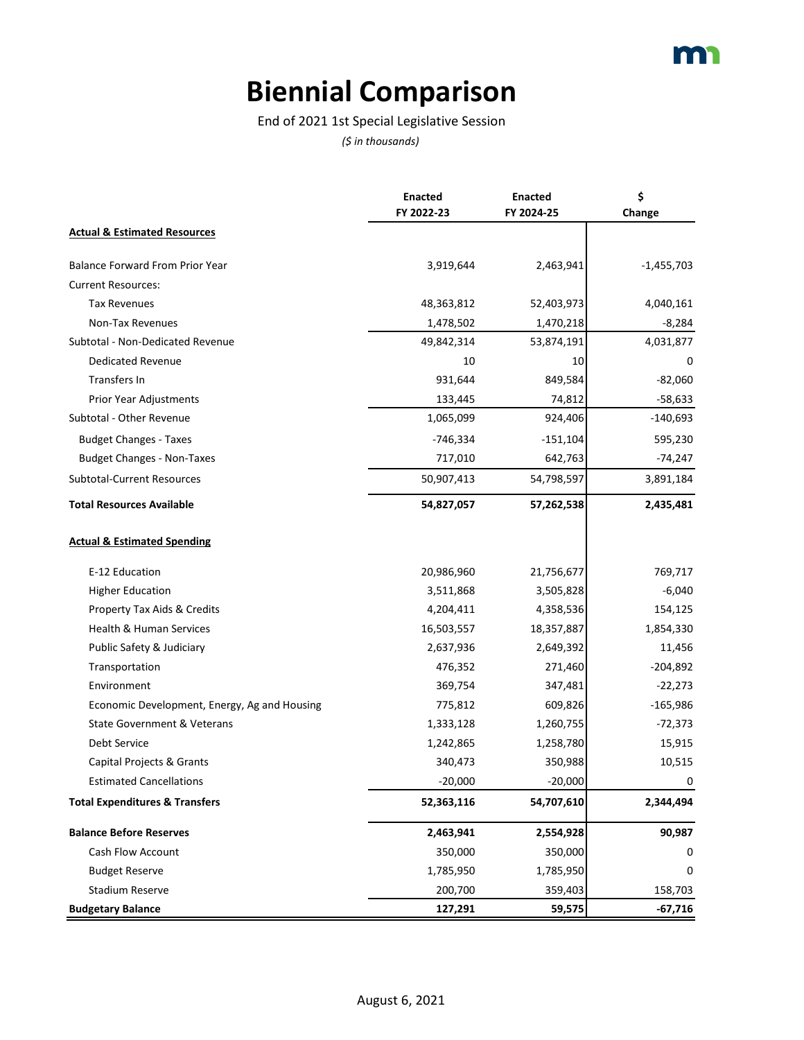# Biennial Comparison

End of 2021 1st Special Legislative Session

*($ in thousands)*

| | Enacted FY 2022-23 | Enacted FY 2024-25 | $ Change |
|---|---|---|---|
| **Actual & Estimated Resources** | | | |
| Balance Forward From Prior Year | 3,919,644 | 2,463,941 | -1,455,703 |
| Current Resources: | | | |
| Tax Revenues | 48,363,812 | 52,403,973 | 4,040,161 |
| Non-Tax Revenues | 1,478,502 | 1,470,218 | -8,284 |
| Subtotal - Non-Dedicated Revenue | 49,842,314 | 53,874,191 | 4,031,877 |
| Dedicated Revenue | 10 | 10 | 0 |
| Transfers In | 931,644 | 849,584 | -82,060 |
| Prior Year Adjustments | 133,445 | 74,812 | -58,633 |
| Subtotal - Other Revenue | 1,065,099 | 924,406 | -140,693 |
| Budget Changes - Taxes | -746,334 | -151,104 | 595,230 |
| Budget Changes - Non-Taxes | 717,010 | 642,763 | -74,247 |
| Subtotal-Current Resources | 50,907,413 | 54,798,597 | 3,891,184 |
| **Total Resources Available** | **54,827,057** | **57,262,538** | **2,435,481** |
| **Actual & Estimated Spending** | | | |
| E-12 Education | 20,986,960 | 21,756,677 | 769,717 |
| Higher Education | 3,511,868 | 3,505,828 | -6,040 |
| Property Tax Aids & Credits | 4,204,411 | 4,358,536 | 154,125 |
| Health & Human Services | 16,503,557 | 18,357,887 | 1,854,330 |
| Public Safety & Judiciary | 2,637,936 | 2,649,392 | 11,456 |
| Transportation | 476,352 | 271,460 | -204,892 |
| Environment | 369,754 | 347,481 | -22,273 |
| Economic Development, Energy, Ag and Housing | 775,812 | 609,826 | -165,986 |
| State Government & Veterans | 1,333,128 | 1,260,755 | -72,373 |
| Debt Service | 1,242,865 | 1,258,780 | 15,915 |
| Capital Projects & Grants | 340,473 | 350,988 | 10,515 |
| Estimated Cancellations | -20,000 | -20,000 | 0 |
| **Total Expenditures & Transfers** | **52,363,116** | **54,707,610** | **2,344,494** |
| **Balance Before Reserves** | **2,463,941** | **2,554,928** | **90,987** |
| Cash Flow Account | 350,000 | 350,000 | 0 |
| Budget Reserve | 1,785,950 | 1,785,950 | 0 |
| Stadium Reserve | 200,700 | 359,403 | 158,703 |
| **Budgetary Balance** | **127,291** | **59,575** | **-67,716** |

August 6, 2021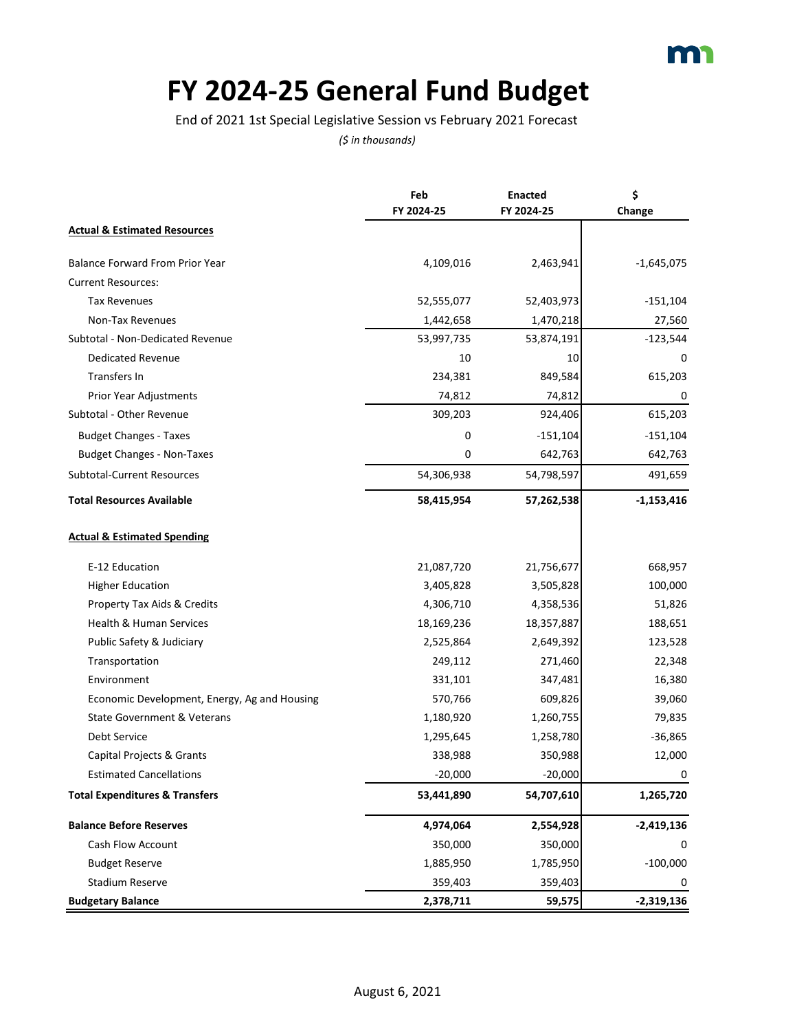# FY 2024-25 General Fund Budget

End of 2021 1st Special Legislative Session vs February 2021 Forecast

*($ in thousands)*

| | Feb FY 2024-25 | Enacted FY 2024-25 | $ Change |
|---|---|---|---|
| **Actual & Estimated Resources** | | | |
| Balance Forward From Prior Year | 4,109,016 | 2,463,941 | -1,645,075 |
| Current Resources: | | | |
| Tax Revenues | 52,555,077 | 52,403,973 | -151,104 |
| Non-Tax Revenues | 1,442,658 | 1,470,218 | 27,560 |
| Subtotal - Non-Dedicated Revenue | 53,997,735 | 53,874,191 | -123,544 |
| Dedicated Revenue | 10 | 10 | 0 |
| Transfers In | 234,381 | 849,584 | 615,203 |
| Prior Year Adjustments | 74,812 | 74,812 | 0 |
| Subtotal - Other Revenue | 309,203 | 924,406 | 615,203 |
| Budget Changes - Taxes | 0 | -151,104 | -151,104 |
| Budget Changes - Non-Taxes | 0 | 642,763 | 642,763 |
| Subtotal-Current Resources | 54,306,938 | 54,798,597 | 491,659 |
| **Total Resources Available** | **58,415,954** | **57,262,538** | **-1,153,416** |
| **Actual & Estimated Spending** | | | |
| E-12 Education | 21,087,720 | 21,756,677 | 668,957 |
| Higher Education | 3,405,828 | 3,505,828 | 100,000 |
| Property Tax Aids & Credits | 4,306,710 | 4,358,536 | 51,826 |
| Health & Human Services | 18,169,236 | 18,357,887 | 188,651 |
| Public Safety & Judiciary | 2,525,864 | 2,649,392 | 123,528 |
| Transportation | 249,112 | 271,460 | 22,348 |
| Environment | 331,101 | 347,481 | 16,380 |
| Economic Development, Energy, Ag and Housing | 570,766 | 609,826 | 39,060 |
| State Government & Veterans | 1,180,920 | 1,260,755 | 79,835 |
| Debt Service | 1,295,645 | 1,258,780 | -36,865 |
| Capital Projects & Grants | 338,988 | 350,988 | 12,000 |
| Estimated Cancellations | -20,000 | -20,000 | 0 |
| **Total Expenditures & Transfers** | **53,441,890** | **54,707,610** | **1,265,720** |
| **Balance Before Reserves** | **4,974,064** | **2,554,928** | **-2,419,136** |
| Cash Flow Account | 350,000 | 350,000 | 0 |
| Budget Reserve | 1,885,950 | 1,785,950 | -100,000 |
| Stadium Reserve | 359,403 | 359,403 | 0 |
| **Budgetary Balance** | **2,378,711** | **59,575** | **-2,319,136** |

August 6, 2021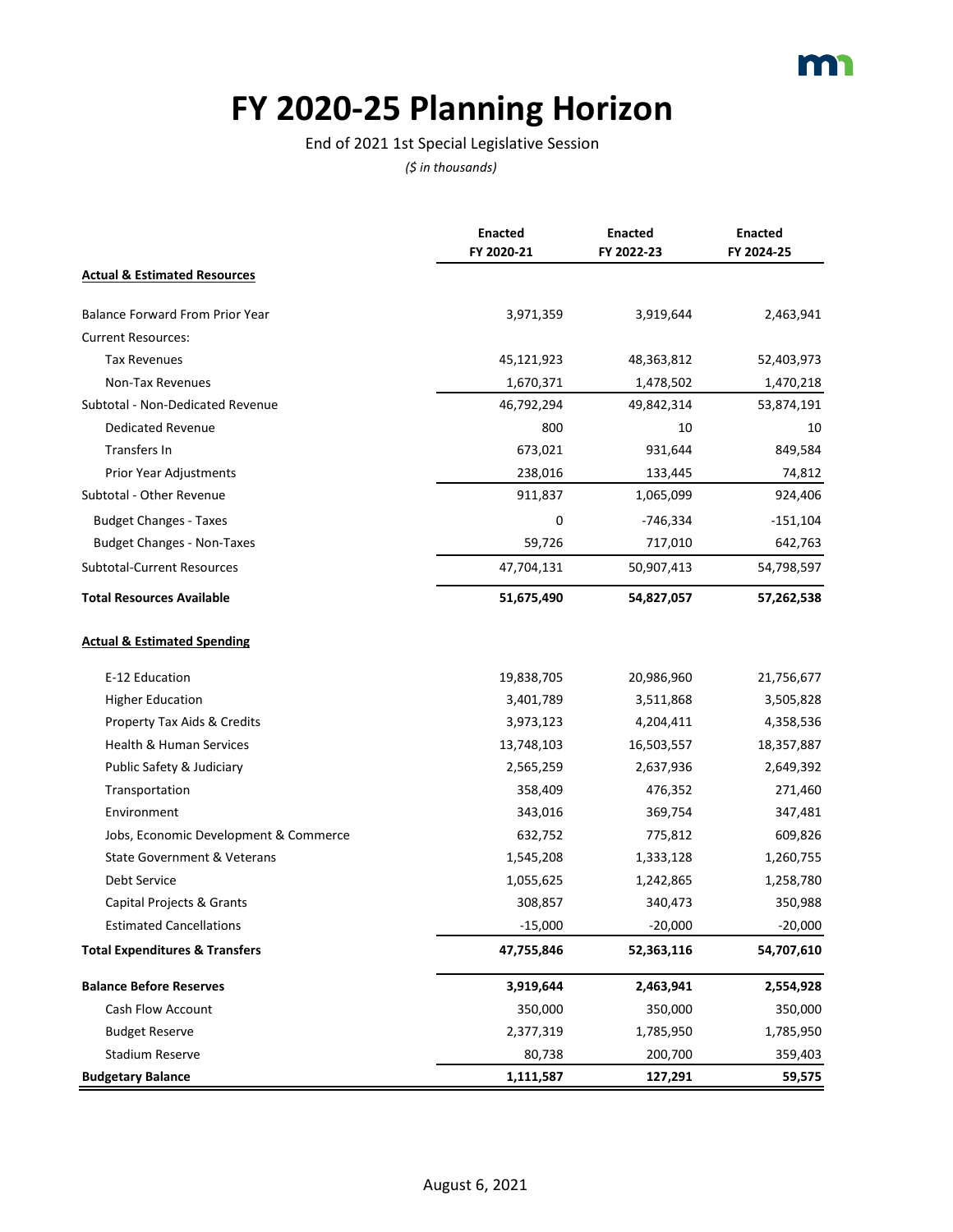# FY 2020-25 Planning Horizon

End of 2021 1st Special Legislative Session

*($ in thousands)*

| | Enacted FY 2020-21 | Enacted FY 2022-23 | Enacted FY 2024-25 |
|---|---|---|---|
| **Actual & Estimated Resources** | | | |
| Balance Forward From Prior Year | 3,971,359 | 3,919,644 | 2,463,941 |
| Current Resources: | | | |
| Tax Revenues | 45,121,923 | 48,363,812 | 52,403,973 |
| Non-Tax Revenues | 1,670,371 | 1,478,502 | 1,470,218 |
| Subtotal - Non-Dedicated Revenue | 46,792,294 | 49,842,314 | 53,874,191 |
| Dedicated Revenue | 800 | 10 | 10 |
| Transfers In | 673,021 | 931,644 | 849,584 |
| Prior Year Adjustments | 238,016 | 133,445 | 74,812 |
| Subtotal - Other Revenue | 911,837 | 1,065,099 | 924,406 |
| Budget Changes - Taxes | 0 | -746,334 | -151,104 |
| Budget Changes - Non-Taxes | 59,726 | 717,010 | 642,763 |
| Subtotal-Current Resources | 47,704,131 | 50,907,413 | 54,798,597 |
| **Total Resources Available** | **51,675,490** | **54,827,057** | **57,262,538** |
| **Actual & Estimated Spending** | | | |
| E-12 Education | 19,838,705 | 20,986,960 | 21,756,677 |
| Higher Education | 3,401,789 | 3,511,868 | 3,505,828 |
| Property Tax Aids & Credits | 3,973,123 | 4,204,411 | 4,358,536 |
| Health & Human Services | 13,748,103 | 16,503,557 | 18,357,887 |
| Public Safety & Judiciary | 2,565,259 | 2,637,936 | 2,649,392 |
| Transportation | 358,409 | 476,352 | 271,460 |
| Environment | 343,016 | 369,754 | 347,481 |
| Jobs, Economic Development & Commerce | 632,752 | 775,812 | 609,826 |
| State Government & Veterans | 1,545,208 | 1,333,128 | 1,260,755 |
| Debt Service | 1,055,625 | 1,242,865 | 1,258,780 |
| Capital Projects & Grants | 308,857 | 340,473 | 350,988 |
| Estimated Cancellations | -15,000 | -20,000 | -20,000 |
| **Total Expenditures & Transfers** | **47,755,846** | **52,363,116** | **54,707,610** |
| **Balance Before Reserves** | **3,919,644** | **2,463,941** | **2,554,928** |
| Cash Flow Account | 350,000 | 350,000 | 350,000 |
| Budget Reserve | 2,377,319 | 1,785,950 | 1,785,950 |
| Stadium Reserve | 80,738 | 200,700 | 359,403 |
| **Budgetary Balance** | **1,111,587** | **127,291** | **59,575** |

August 6, 2021